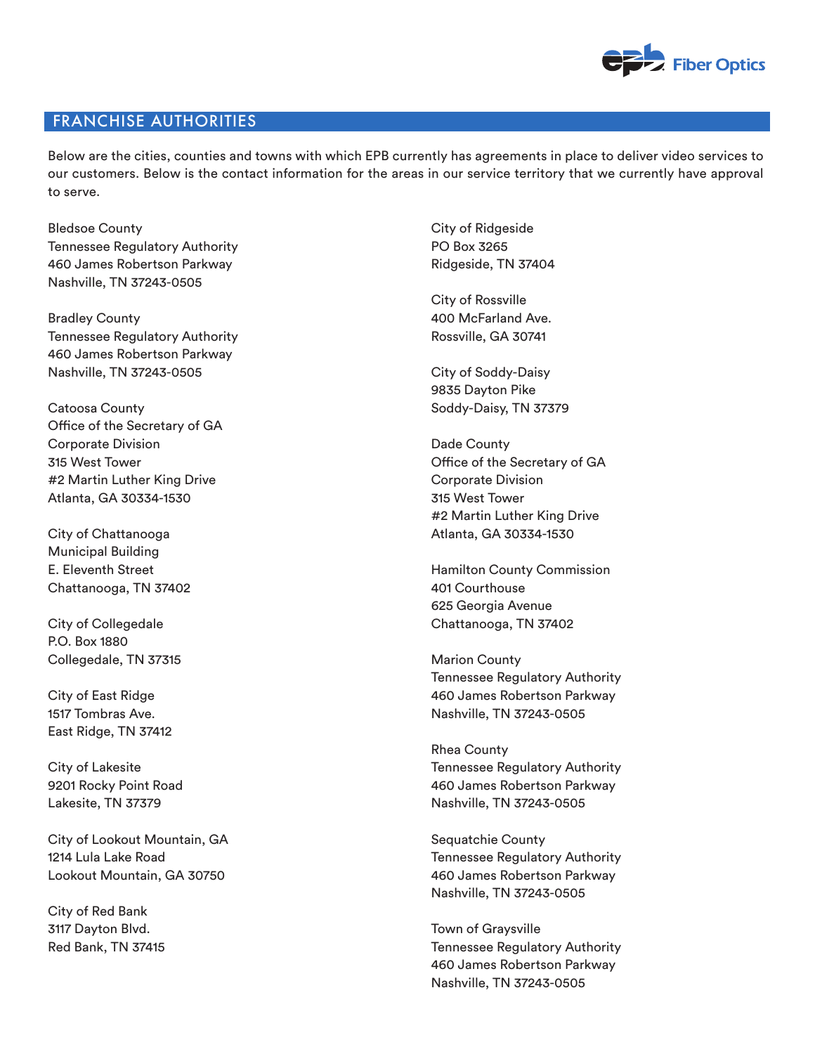## FRANCHISE AUTHORITIES

Below are the cities, counties and towns with which EPB currently has agreements in place to deliver video services to our customers. Below is the contact information for the areas in our service territory that we currently have approval to serve.

Bledsoe County
Tennessee Regulatory Authority
460 James Robertson Parkway
Nashville, TN 37243-0505

Bradley County
Tennessee Regulatory Authority
460 James Robertson Parkway
Nashville, TN 37243-0505

Catoosa County
Office of the Secretary of GA
Corporate Division
315 West Tower
#2 Martin Luther King Drive
Atlanta, GA 30334-1530

City of Chattanooga
Municipal Building
E. Eleventh Street
Chattanooga, TN 37402

City of Collegedale
P.O. Box 1880
Collegedale, TN 37315

City of East Ridge
1517 Tombras Ave.
East Ridge, TN 37412

City of Lakesite
9201 Rocky Point Road
Lakesite, TN 37379

City of Lookout Mountain, GA
1214 Lula Lake Road
Lookout Mountain, GA 30750

City of Red Bank
3117 Dayton Blvd.
Red Bank, TN 37415

City of Ridgeside
PO Box 3265
Ridgeside, TN 37404

City of Rossville
400 McFarland Ave.
Rossville, GA 30741

City of Soddy-Daisy
9835 Dayton Pike
Soddy-Daisy, TN 37379

Dade County
Office of the Secretary of GA
Corporate Division
315 West Tower
#2 Martin Luther King Drive
Atlanta, GA 30334-1530

Hamilton County Commission
401 Courthouse
625 Georgia Avenue
Chattanooga, TN 37402

Marion County
Tennessee Regulatory Authority
460 James Robertson Parkway
Nashville, TN 37243-0505

Rhea County
Tennessee Regulatory Authority
460 James Robertson Parkway
Nashville, TN 37243-0505

Sequatchie County
Tennessee Regulatory Authority
460 James Robertson Parkway
Nashville, TN 37243-0505

Town of Graysville
Tennessee Regulatory Authority
460 James Robertson Parkway
Nashville, TN 37243-0505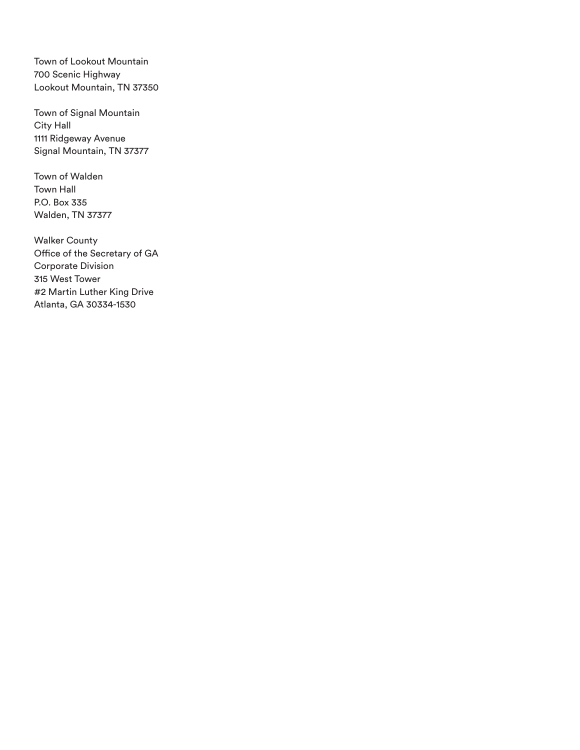Town of Lookout Mountain
700 Scenic Highway
Lookout Mountain, TN 37350

Town of Signal Mountain
City Hall
1111 Ridgeway Avenue
Signal Mountain, TN 37377

Town of Walden
Town Hall
P.O. Box 335
Walden, TN 37377

Walker County
Office of the Secretary of GA
Corporate Division
315 West Tower
#2 Martin Luther King Drive
Atlanta, GA 30334-1530